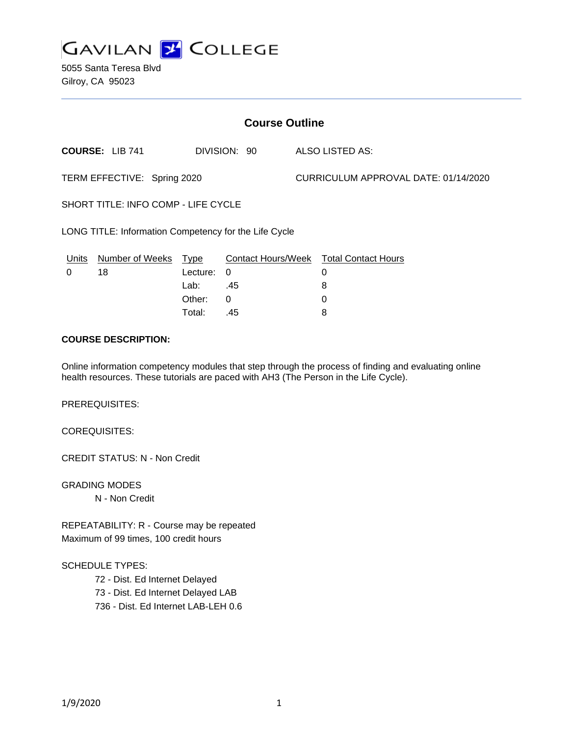# GAVILAN COLLEGE

5055 Santa Teresa Blvd
Gilroy, CA 95023

## Course Outline

**COURSE:** LIB 741 DIVISION: 90 ALSO LISTED AS:

TERM EFFECTIVE: Spring 2020 CURRICULUM APPROVAL DATE: 01/14/2020

SHORT TITLE: INFO COMP - LIFE CYCLE

LONG TITLE: Information Competency for the Life Cycle

| Units | Number of Weeks | Type | Contact Hours/Week | Total Contact Hours |
|---|---|---|---|---|
| 0 | 18 | Lecture: | 0 | 0 |
| | | Lab: | .45 | 8 |
| | | Other: | 0 | 0 |
| | | Total: | .45 | 8 |

**COURSE DESCRIPTION:**

Online information competency modules that step through the process of finding and evaluating online health resources. These tutorials are paced with AH3 (The Person in the Life Cycle).

PREREQUISITES:

COREQUISITES:

CREDIT STATUS: N - Non Credit

GRADING MODES

N - Non Credit

REPEATABILITY: R - Course may be repeated
Maximum of 99 times, 100 credit hours

SCHEDULE TYPES:

72 - Dist. Ed Internet Delayed
73 - Dist. Ed Internet Delayed LAB
736 - Dist. Ed Internet LAB-LEH 0.6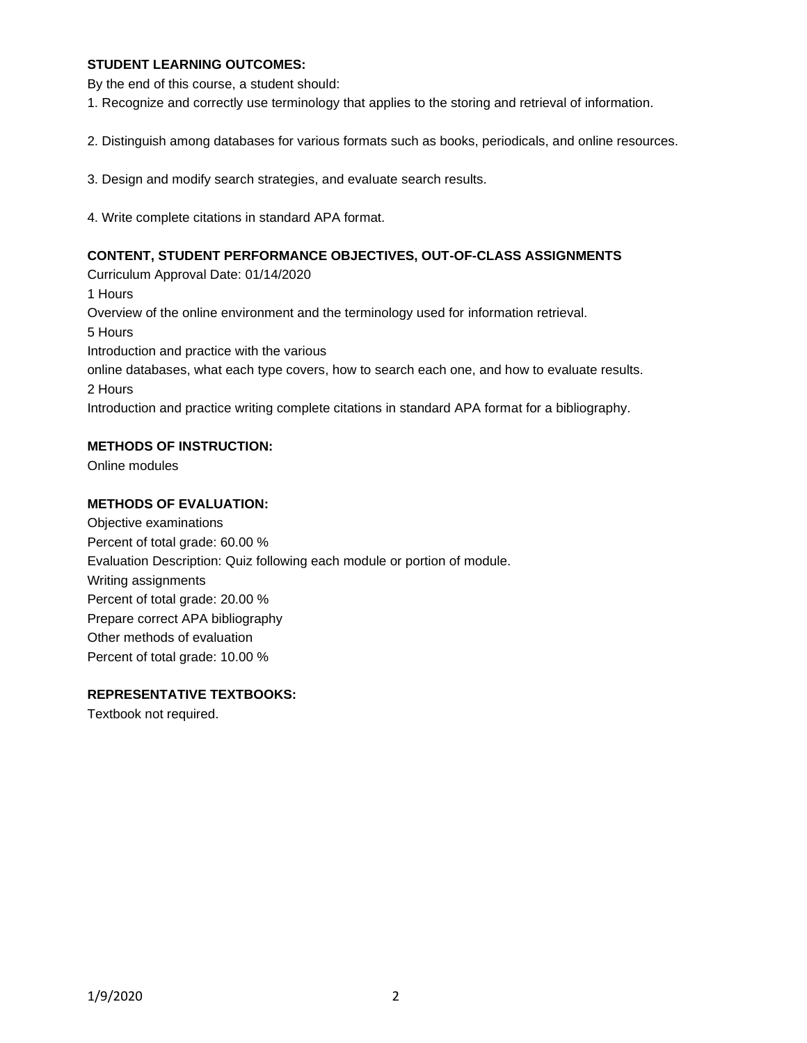## STUDENT LEARNING OUTCOMES:

By the end of this course, a student should:

1. Recognize and correctly use terminology that applies to the storing and retrieval of information.

2. Distinguish among databases for various formats such as books, periodicals, and online resources.

3. Design and modify search strategies, and evaluate search results.

4. Write complete citations in standard APA format.

## CONTENT, STUDENT PERFORMANCE OBJECTIVES, OUT-OF-CLASS ASSIGNMENTS

Curriculum Approval Date: 01/14/2020

1 Hours

Overview of the online environment and the terminology used for information retrieval.

5 Hours

Introduction and practice with the various
online databases, what each type covers, how to search each one, and how to evaluate results.

2 Hours

Introduction and practice writing complete citations in standard APA format for a bibliography.

## METHODS OF INSTRUCTION:

Online modules

## METHODS OF EVALUATION:

Objective examinations
Percent of total grade: 60.00 %
Evaluation Description: Quiz following each module or portion of module.
Writing assignments
Percent of total grade: 20.00 %
Prepare correct APA bibliography
Other methods of evaluation
Percent of total grade: 10.00 %

## REPRESENTATIVE TEXTBOOKS:

Textbook not required.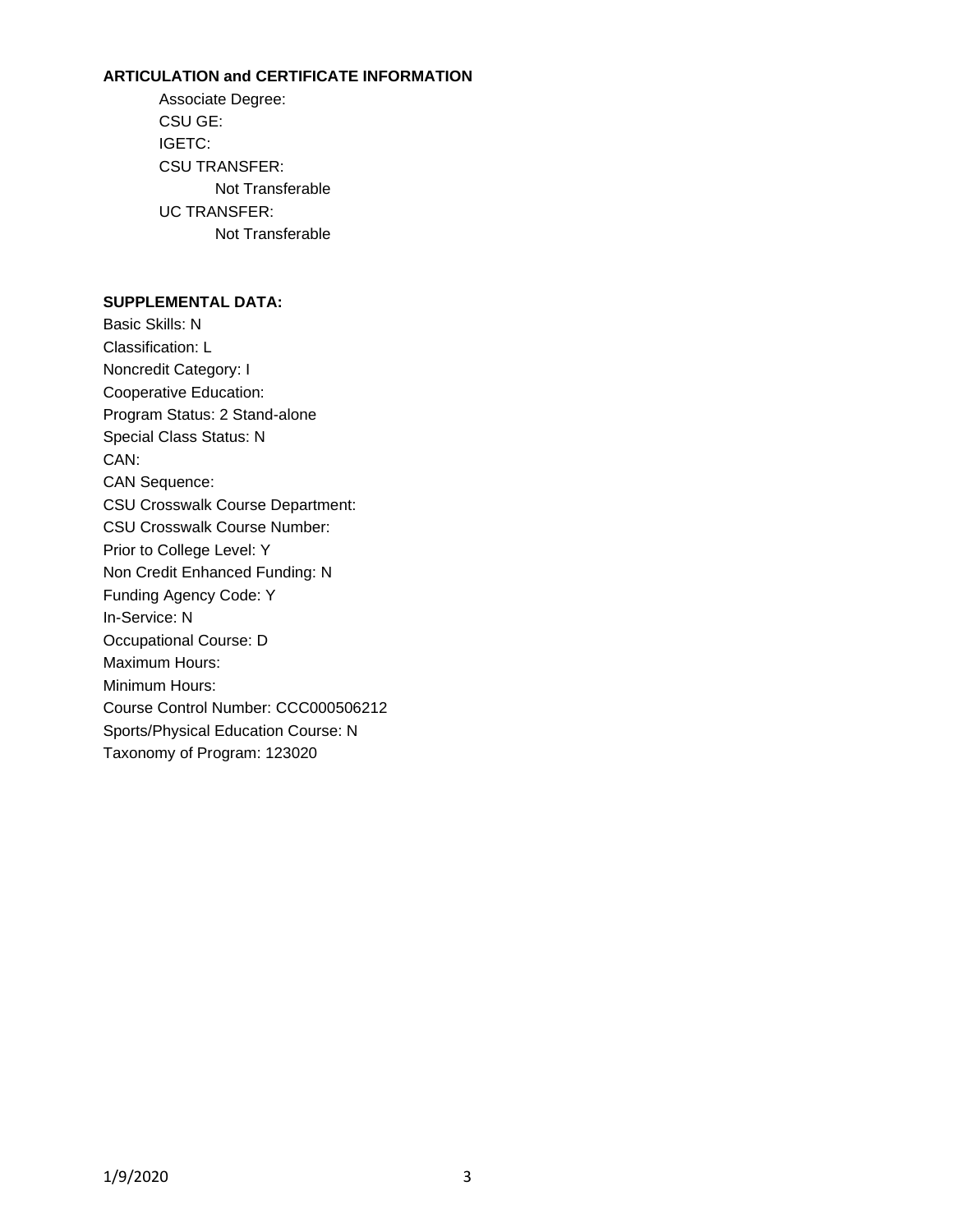**ARTICULATION and CERTIFICATE INFORMATION**

Associate Degree:
CSU GE:
IGETC:
CSU TRANSFER:
Not Transferable
UC TRANSFER:
Not Transferable

**SUPPLEMENTAL DATA:**

Basic Skills: N
Classification: L
Noncredit Category: I
Cooperative Education:
Program Status: 2 Stand-alone
Special Class Status: N
CAN:
CAN Sequence:
CSU Crosswalk Course Department:
CSU Crosswalk Course Number:
Prior to College Level: Y
Non Credit Enhanced Funding: N
Funding Agency Code: Y
In-Service: N
Occupational Course: D
Maximum Hours:
Minimum Hours:
Course Control Number: CCC000506212
Sports/Physical Education Course: N
Taxonomy of Program: 123020